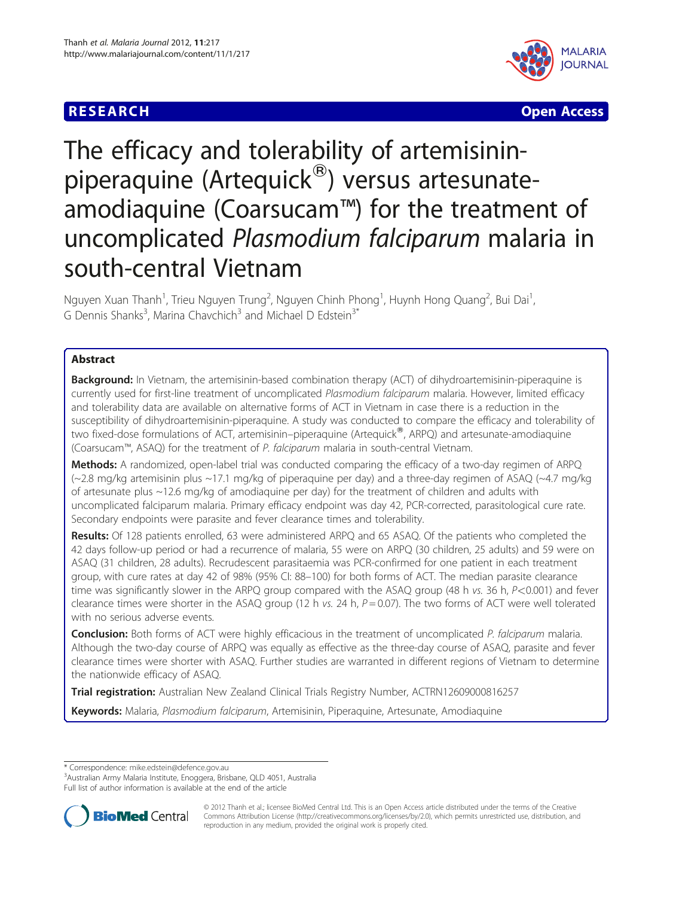**RESEARCH** **Open Access**

# The efficacy and tolerability of artemisinin-piperaquine (Artequick®) versus artesunate-amodiaquine (Coarsucam™) for the treatment of uncomplicated *Plasmodium falciparum* malaria in south-central Vietnam

Nguyen Xuan Thanh[1], Trieu Nguyen Trung[2], Nguyen Chinh Phong[1], Huynh Hong Quang[2], Bui Dai[1], G Dennis Shanks[3], Marina Chavchich[3] and Michael D Edstein[3*]

## Abstract

**Background:** In Vietnam, the artemisinin-based combination therapy (ACT) of dihydroartemisinin-piperaquine is currently used for first-line treatment of uncomplicated *Plasmodium falciparum* malaria. However, limited efficacy and tolerability data are available on alternative forms of ACT in Vietnam in case there is a reduction in the susceptibility of dihydroartemisinin-piperaquine. A study was conducted to compare the efficacy and tolerability of two fixed-dose formulations of ACT, artemisinin–piperaquine (Artequick®, ARPQ) and artesunate-amodiaquine (Coarsucam™, ASAQ) for the treatment of *P. falciparum* malaria in south-central Vietnam.

**Methods:** A randomized, open-label trial was conducted comparing the efficacy of a two-day regimen of ARPQ (~2.8 mg/kg artemisinin plus ~17.1 mg/kg of piperaquine per day) and a three-day regimen of ASAQ (~4.7 mg/kg of artesunate plus ~12.6 mg/kg of amodiaquine per day) for the treatment of children and adults with uncomplicated falciparum malaria. Primary efficacy endpoint was day 42, PCR-corrected, parasitological cure rate. Secondary endpoints were parasite and fever clearance times and tolerability.

**Results:** Of 128 patients enrolled, 63 were administered ARPQ and 65 ASAQ. Of the patients who completed the 42 days follow-up period or had a recurrence of malaria, 55 were on ARPQ (30 children, 25 adults) and 59 were on ASAQ (31 children, 28 adults). Recrudescent parasitaemia was PCR-confirmed for one patient in each treatment group, with cure rates at day 42 of 98% (95% CI: 88–100) for both forms of ACT. The median parasite clearance time was significantly slower in the ARPQ group compared with the ASAQ group (48 h *vs.* 36 h, $P<0.001$) and fever clearance times were shorter in the ASAQ group (12 h *vs.* 24 h, $P=0.07$). The two forms of ACT were well tolerated with no serious adverse events.

**Conclusion:** Both forms of ACT were highly efficacious in the treatment of uncomplicated *P. falciparum* malaria. Although the two-day course of ARPQ was equally as effective as the three-day course of ASAQ, parasite and fever clearance times were shorter with ASAQ. Further studies are warranted in different regions of Vietnam to determine the nationwide efficacy of ASAQ.

**Trial registration:** Australian New Zealand Clinical Trials Registry Number, ACTRN12609000816257

**Keywords:** Malaria, *Plasmodium falciparum*, Artemisinin, Piperaquine, Artesunate, Amodiaquine

\* Correspondence: mike.edstein@defence.gov.au
[3]Australian Army Malaria Institute, Enoggera, Brisbane, QLD 4051, Australia
Full list of author information is available at the end of the article

© 2012 Thanh et al.; licensee BioMed Central Ltd. This is an Open Access article distributed under the terms of the Creative Commons Attribution License (http://creativecommons.org/licenses/by/2.0), which permits unrestricted use, distribution, and reproduction in any medium, provided the original work is properly cited.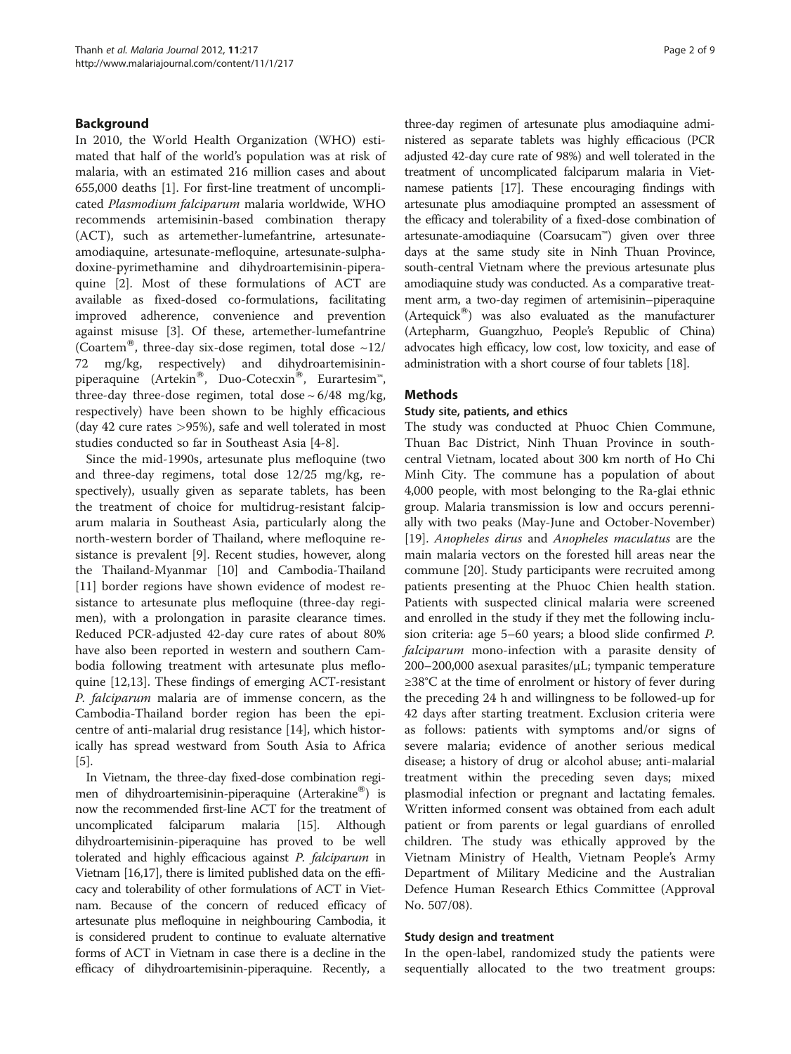## Background

In 2010, the World Health Organization (WHO) estimated that half of the world's population was at risk of malaria, with an estimated 216 million cases and about 655,000 deaths [1]. For first-line treatment of uncomplicated *Plasmodium falciparum* malaria worldwide, WHO recommends artemisinin-based combination therapy (ACT), such as artemether-lumefantrine, artesunate-amodiaquine, artesunate-mefloquine, artesunate-sulphadoxine-pyrimethamine and dihydroartemisinin-piperaquine [2]. Most of these formulations of ACT are available as fixed-dosed co-formulations, facilitating improved adherence, convenience and prevention against misuse [3]. Of these, artemether-lumefantrine (Coartem®, three-day six-dose regimen, total dose ~12/72 mg/kg, respectively) and dihydroartemisinin-piperaquine (Artekin®, Duo-Cotecxin®, Eurartesim™, three-day three-dose regimen, total dose ~ 6/48 mg/kg, respectively) have been shown to be highly efficacious (day 42 cure rates >95%), safe and well tolerated in most studies conducted so far in Southeast Asia [4-8].

Since the mid-1990s, artesunate plus mefloquine (two and three-day regimens, total dose 12/25 mg/kg, respectively), usually given as separate tablets, has been the treatment of choice for multidrug-resistant falciparum malaria in Southeast Asia, particularly along the north-western border of Thailand, where mefloquine resistance is prevalent [9]. Recent studies, however, along the Thailand-Myanmar [10] and Cambodia-Thailand [11] border regions have shown evidence of modest resistance to artesunate plus mefloquine (three-day regimen), with a prolongation in parasite clearance times. Reduced PCR-adjusted 42-day cure rates of about 80% have also been reported in western and southern Cambodia following treatment with artesunate plus mefloquine [12,13]. These findings of emerging ACT-resistant *P. falciparum* malaria are of immense concern, as the Cambodia-Thailand border region has been the epicentre of anti-malarial drug resistance [14], which historically has spread westward from South Asia to Africa [5].

In Vietnam, the three-day fixed-dose combination regimen of dihydroartemisinin-piperaquine (Arterakine®) is now the recommended first-line ACT for the treatment of uncomplicated falciparum malaria [15]. Although dihydroartemisinin-piperaquine has proved to be well tolerated and highly efficacious against *P. falciparum* in Vietnam [16,17], there is limited published data on the efficacy and tolerability of other formulations of ACT in Vietnam. Because of the concern of reduced efficacy of artesunate plus mefloquine in neighbouring Cambodia, it is considered prudent to continue to evaluate alternative forms of ACT in Vietnam in case there is a decline in the efficacy of dihydroartemisinin-piperaquine. Recently, a three-day regimen of artesunate plus amodiaquine administered as separate tablets was highly efficacious (PCR adjusted 42-day cure rate of 98%) and well tolerated in the treatment of uncomplicated falciparum malaria in Vietnamese patients [17]. These encouraging findings with artesunate plus amodiaquine prompted an assessment of the efficacy and tolerability of a fixed-dose combination of artesunate-amodiaquine (Coarsucam™) given over three days at the same study site in Ninh Thuan Province, south-central Vietnam where the previous artesunate plus amodiaquine study was conducted. As a comparative treatment arm, a two-day regimen of artemisinin–piperaquine (Artequick®) was also evaluated as the manufacturer (Artepharm, Guangzhuo, People's Republic of China) advocates high efficacy, low cost, low toxicity, and ease of administration with a short course of four tablets [18].

## Methods

### Study site, patients, and ethics

The study was conducted at Phuoc Chien Commune, Thuan Bac District, Ninh Thuan Province in south-central Vietnam, located about 300 km north of Ho Chi Minh City. The commune has a population of about 4,000 people, with most belonging to the Ra-glai ethnic group. Malaria transmission is low and occurs perennially with two peaks (May-June and October-November) [19]. *Anopheles dirus* and *Anopheles maculatus* are the main malaria vectors on the forested hill areas near the commune [20]. Study participants were recruited among patients presenting at the Phuoc Chien health station. Patients with suspected clinical malaria were screened and enrolled in the study if they met the following inclusion criteria: age 5–60 years; a blood slide confirmed *P. falciparum* mono-infection with a parasite density of 200–200,000 asexual parasites/μL; tympanic temperature ≥38°C at the time of enrolment or history of fever during the preceding 24 h and willingness to be followed-up for 42 days after starting treatment. Exclusion criteria were as follows: patients with symptoms and/or signs of severe malaria; evidence of another serious medical disease; a history of drug or alcohol abuse; anti-malarial treatment within the preceding seven days; mixed plasmodial infection or pregnant and lactating females. Written informed consent was obtained from each adult patient or from parents or legal guardians of enrolled children. The study was ethically approved by the Vietnam Ministry of Health, Vietnam People's Army Department of Military Medicine and the Australian Defence Human Research Ethics Committee (Approval No. 507/08).

### Study design and treatment

In the open-label, randomized study the patients were sequentially allocated to the two treatment groups: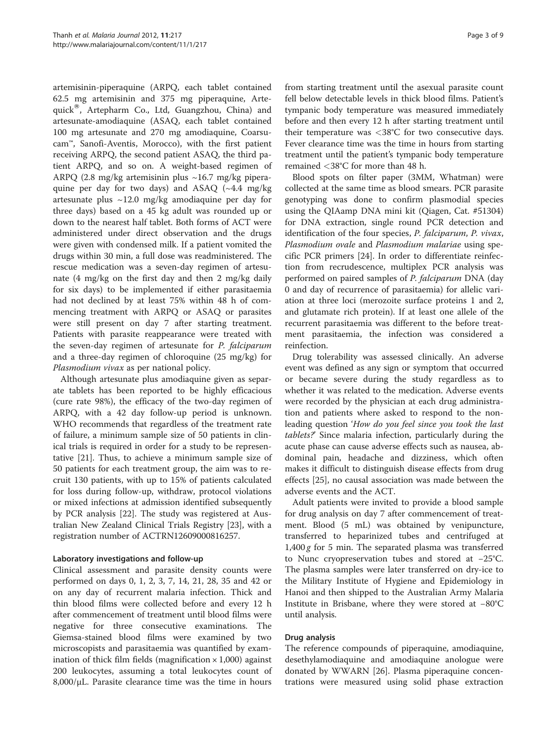artemisinin-piperaquine (ARPQ, each tablet contained 62.5 mg artemisinin and 375 mg piperaquine, Artequick®, Artepharm Co., Ltd, Guangzhou, China) and artesunate-amodiaquine (ASAQ, each tablet contained 100 mg artesunate and 270 mg amodiaquine, Coarsucam™, Sanofi-Aventis, Morocco), with the first patient receiving ARPQ, the second patient ASAQ, the third patient ARPQ, and so on. A weight-based regimen of ARPQ (2.8 mg/kg artemisinin plus ~16.7 mg/kg piperaquine per day for two days) and ASAQ (~4.4 mg/kg artesunate plus ~12.0 mg/kg amodiaquine per day for three days) based on a 45 kg adult was rounded up or down to the nearest half tablet. Both forms of ACT were administered under direct observation and the drugs were given with condensed milk. If a patient vomited the drugs within 30 min, a full dose was readministered. The rescue medication was a seven-day regimen of artesunate (4 mg/kg on the first day and then 2 mg/kg daily for six days) to be implemented if either parasitaemia had not declined by at least 75% within 48 h of commencing treatment with ARPQ or ASAQ or parasites were still present on day 7 after starting treatment. Patients with parasite reappearance were treated with the seven-day regimen of artesunate for *P. falciparum* and a three-day regimen of chloroquine (25 mg/kg) for *Plasmodium vivax* as per national policy.

Although artesunate plus amodiaquine given as separate tablets has been reported to be highly efficacious (cure rate 98%), the efficacy of the two-day regimen of ARPQ, with a 42 day follow-up period is unknown. WHO recommends that regardless of the treatment rate of failure, a minimum sample size of 50 patients in clinical trials is required in order for a study to be representative [21]. Thus, to achieve a minimum sample size of 50 patients for each treatment group, the aim was to recruit 130 patients, with up to 15% of patients calculated for loss during follow-up, withdraw, protocol violations or mixed infections at admission identified subsequently by PCR analysis [22]. The study was registered at Australian New Zealand Clinical Trials Registry [23], with a registration number of ACTRN12609000816257.

### Laboratory investigations and follow-up

Clinical assessment and parasite density counts were performed on days 0, 1, 2, 3, 7, 14, 21, 28, 35 and 42 or on any day of recurrent malaria infection. Thick and thin blood films were collected before and every 12 h after commencement of treatment until blood films were negative for three consecutive examinations. The Giemsa-stained blood films were examined by two microscopists and parasitaemia was quantified by examination of thick film fields (magnification × 1,000) against 200 leukocytes, assuming a total leukocytes count of 8,000/μL. Parasite clearance time was the time in hours from starting treatment until the asexual parasite count fell below detectable levels in thick blood films. Patient's tympanic body temperature was measured immediately before and then every 12 h after starting treatment until their temperature was <38°C for two consecutive days. Fever clearance time was the time in hours from starting treatment until the patient's tympanic body temperature remained <38°C for more than 48 h.

Blood spots on filter paper (3MM, Whatman) were collected at the same time as blood smears. PCR parasite genotyping was done to confirm plasmodial species using the QIAamp DNA mini kit (Qiagen, Cat. #51304) for DNA extraction, single round PCR detection and identification of the four species, *P. falciparum*, *P. vivax*, *Plasmodium ovale* and *Plasmodium malariae* using specific PCR primers [24]. In order to differentiate reinfection from recrudescence, multiplex PCR analysis was performed on paired samples of *P. falciparum* DNA (day 0 and day of recurrence of parasitaemia) for allelic variation at three loci (merozoite surface proteins 1 and 2, and glutamate rich protein). If at least one allele of the recurrent parasitaemia was different to the before treatment parasitaemia, the infection was considered a reinfection.

Drug tolerability was assessed clinically. An adverse event was defined as any sign or symptom that occurred or became severe during the study regardless as to whether it was related to the medication. Adverse events were recorded by the physician at each drug administration and patients where asked to respond to the non-leading question '*How do you feel since you took the last tablets?*' Since malaria infection, particularly during the acute phase can cause adverse effects such as nausea, abdominal pain, headache and dizziness, which often makes it difficult to distinguish disease effects from drug effects [25], no causal association was made between the adverse events and the ACT.

Adult patients were invited to provide a blood sample for drug analysis on day 7 after commencement of treatment. Blood (5 mL) was obtained by venipuncture, transferred to heparinized tubes and centrifuged at 1,400 *g* for 5 min. The separated plasma was transferred to Nunc cryopreservation tubes and stored at −25°C. The plasma samples were later transferred on dry-ice to the Military Institute of Hygiene and Epidemiology in Hanoi and then shipped to the Australian Army Malaria Institute in Brisbane, where they were stored at −80°C until analysis.

### Drug analysis

The reference compounds of piperaquine, amodiaquine, desethylamodiaquine and amodiaquine anologue were donated by WWARN [26]. Plasma piperaquine concentrations were measured using solid phase extraction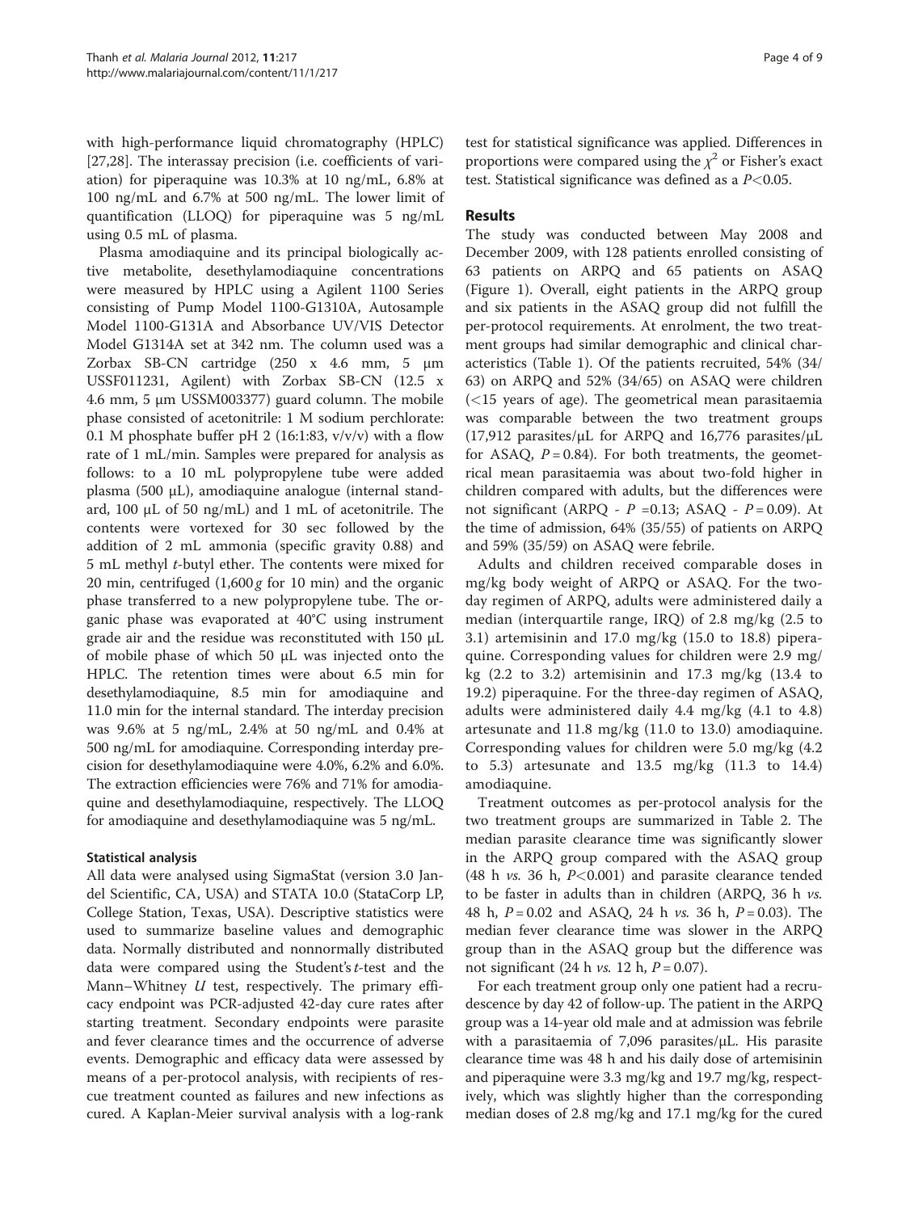with high-performance liquid chromatography (HPLC) [27,28]. The interassay precision (i.e. coefficients of variation) for piperaquine was 10.3% at 10 ng/mL, 6.8% at 100 ng/mL and 6.7% at 500 ng/mL. The lower limit of quantification (LLOQ) for piperaquine was 5 ng/mL using 0.5 mL of plasma.

Plasma amodiaquine and its principal biologically active metabolite, desethylamodiaquine concentrations were measured by HPLC using a Agilent 1100 Series consisting of Pump Model 1100-G1310A, Autosample Model 1100-G131A and Absorbance UV/VIS Detector Model G1314A set at 342 nm. The column used was a Zorbax SB-CN cartridge (250 x 4.6 mm, 5 μm USSF011231, Agilent) with Zorbax SB-CN (12.5 x 4.6 mm, 5 μm USSM003377) guard column. The mobile phase consisted of acetonitrile: 1 M sodium perchlorate: 0.1 M phosphate buffer pH 2 (16:1:83, v/v/v) with a flow rate of 1 mL/min. Samples were prepared for analysis as follows: to a 10 mL polypropylene tube were added plasma (500 μL), amodiaquine analogue (internal standard, 100 μL of 50 ng/mL) and 1 mL of acetonitrile. The contents were vortexed for 30 sec followed by the addition of 2 mL ammonia (specific gravity 0.88) and 5 mL methyl *t*-butyl ether. The contents were mixed for 20 min, centrifuged (1,600 *g* for 10 min) and the organic phase transferred to a new polypropylene tube. The organic phase was evaporated at 40°C using instrument grade air and the residue was reconstituted with 150 μL of mobile phase of which 50 μL was injected onto the HPLC. The retention times were about 6.5 min for desethylamodiaquine, 8.5 min for amodiaquine and 11.0 min for the internal standard. The interday precision was 9.6% at 5 ng/mL, 2.4% at 50 ng/mL and 0.4% at 500 ng/mL for amodiaquine. Corresponding interday precision for desethylamodiaquine were 4.0%, 6.2% and 6.0%. The extraction efficiencies were 76% and 71% for amodiaquine and desethylamodiaquine, respectively. The LLOQ for amodiaquine and desethylamodiaquine was 5 ng/mL.

### Statistical analysis

All data were analysed using SigmaStat (version 3.0 Jandel Scientific, CA, USA) and STATA 10.0 (StataCorp LP, College Station, Texas, USA). Descriptive statistics were used to summarize baseline values and demographic data. Normally distributed and nonnormally distributed data were compared using the Student's *t*-test and the Mann–Whitney *U* test, respectively. The primary efficacy endpoint was PCR-adjusted 42-day cure rates after starting treatment. Secondary endpoints were parasite and fever clearance times and the occurrence of adverse events. Demographic and efficacy data were assessed by means of a per-protocol analysis, with recipients of rescue treatment counted as failures and new infections as cured. A Kaplan-Meier survival analysis with a log-rank test for statistical significance was applied. Differences in proportions were compared using the $\chi^2$ or Fisher's exact test. Statistical significance was defined as a $P<0.05$.

## Results

The study was conducted between May 2008 and December 2009, with 128 patients enrolled consisting of 63 patients on ARPQ and 65 patients on ASAQ (Figure 1). Overall, eight patients in the ARPQ group and six patients in the ASAQ group did not fulfill the per-protocol requirements. At enrolment, the two treatment groups had similar demographic and clinical characteristics (Table 1). Of the patients recruited, 54% (34/63) on ARPQ and 52% (34/65) on ASAQ were children (<15 years of age). The geometrical mean parasitaemia was comparable between the two treatment groups (17,912 parasites/μL for ARPQ and 16,776 parasites/μL for ASAQ, $P=0.84$). For both treatments, the geometrical mean parasitaemia was about two-fold higher in children compared with adults, but the differences were not significant (ARPQ - $P=0.13$; ASAQ - $P=0.09$). At the time of admission, 64% (35/55) of patients on ARPQ and 59% (35/59) on ASAQ were febrile.

Adults and children received comparable doses in mg/kg body weight of ARPQ or ASAQ. For the two-day regimen of ARPQ, adults were administered daily a median (interquartile range, IRQ) of 2.8 mg/kg (2.5 to 3.1) artemisinin and 17.0 mg/kg (15.0 to 18.8) piperaquine. Corresponding values for children were 2.9 mg/kg (2.2 to 3.2) artemisinin and 17.3 mg/kg (13.4 to 19.2) piperaquine. For the three-day regimen of ASAQ, adults were administered daily 4.4 mg/kg (4.1 to 4.8) artesunate and 11.8 mg/kg (11.0 to 13.0) amodiaquine. Corresponding values for children were 5.0 mg/kg (4.2 to 5.3) artesunate and 13.5 mg/kg (11.3 to 14.4) amodiaquine.

Treatment outcomes as per-protocol analysis for the two treatment groups are summarized in Table 2. The median parasite clearance time was significantly slower in the ARPQ group compared with the ASAQ group (48 h *vs.* 36 h, $P<0.001$) and parasite clearance tended to be faster in adults than in children (ARPQ, 36 h *vs.* 48 h, $P=0.02$ and ASAQ, 24 h *vs.* 36 h, $P=0.03$). The median fever clearance time was slower in the ARPQ group than in the ASAQ group but the difference was not significant (24 h *vs.* 12 h, $P=0.07$).

For each treatment group only one patient had a recrudescence by day 42 of follow-up. The patient in the ARPQ group was a 14-year old male and at admission was febrile with a parasitaemia of 7,096 parasites/μL. His parasite clearance time was 48 h and his daily dose of artemisinin and piperaquine were 3.3 mg/kg and 19.7 mg/kg, respectively, which was slightly higher than the corresponding median doses of 2.8 mg/kg and 17.1 mg/kg for the cured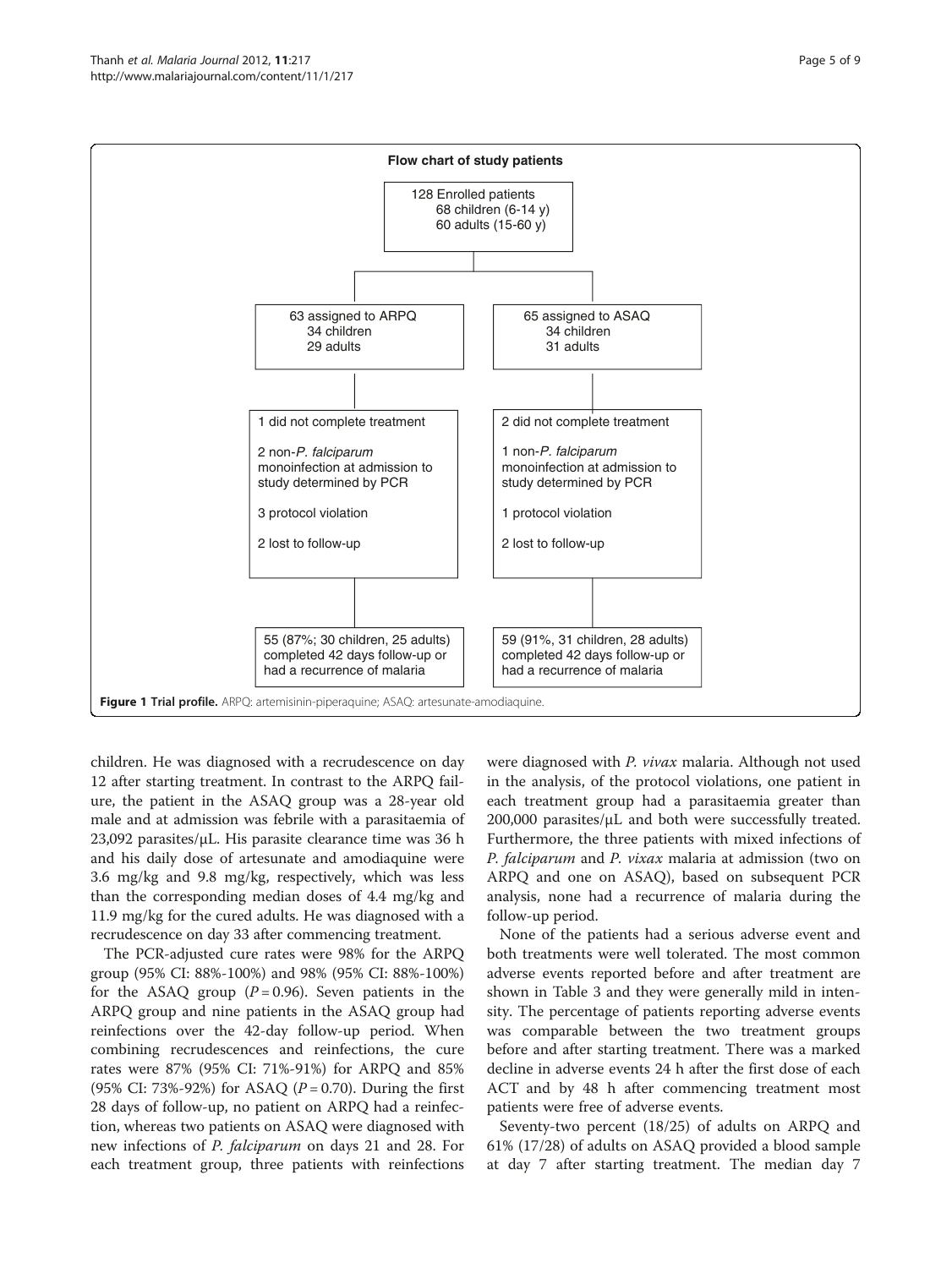**Flow chart of study patients**

128 Enrolled patients
- 68 children (6-14 y)
- 60 adults (15-60 y)

| 63 assigned to ARPQ | 65 assigned to ASAQ |
| --- | --- |
| 34 children, 29 adults | 34 children, 31 adults |
| 1 did not complete treatment | 2 did not complete treatment |
| 2 non-*P. falciparum* monoinfection at admission to study determined by PCR | 1 non-*P. falciparum* monoinfection at admission to study determined by PCR |
| 3 protocol violation | 1 protocol violation |
| 2 lost to follow-up | 2 lost to follow-up |
| 55 (87%; 30 children, 25 adults) completed 42 days follow-up or had a recurrence of malaria | 59 (91%, 31 children, 28 adults) completed 42 days follow-up or had a recurrence of malaria |

**Figure 1 Trial profile.** ARPQ: artemisinin-piperaquine; ASAQ: artesunate-amodiaquine.

children. He was diagnosed with a recrudescence on day 12 after starting treatment. In contrast to the ARPQ failure, the patient in the ASAQ group was a 28-year old male and at admission was febrile with a parasitaemia of 23,092 parasites/μL. His parasite clearance time was 36 h and his daily dose of artesunate and amodiaquine were 3.6 mg/kg and 9.8 mg/kg, respectively, which was less than the corresponding median doses of 4.4 mg/kg and 11.9 mg/kg for the cured adults. He was diagnosed with a recrudescence on day 33 after commencing treatment.

The PCR-adjusted cure rates were 98% for the ARPQ group (95% CI: 88%-100%) and 98% (95% CI: 88%-100%) for the ASAQ group ($P = 0.96$). Seven patients in the ARPQ group and nine patients in the ASAQ group had reinfections over the 42-day follow-up period. When combining recrudescences and reinfections, the cure rates were 87% (95% CI: 71%-91%) for ARPQ and 85% (95% CI: 73%-92%) for ASAQ ($P = 0.70$). During the first 28 days of follow-up, no patient on ARPQ had a reinfection, whereas two patients on ASAQ were diagnosed with new infections of *P. falciparum* on days 21 and 28. For each treatment group, three patients with reinfections were diagnosed with *P. vivax* malaria. Although not used in the analysis, of the protocol violations, one patient in each treatment group had a parasitaemia greater than 200,000 parasites/μL and both were successfully treated. Furthermore, the three patients with mixed infections of *P. falciparum* and *P. vixax* malaria at admission (two on ARPQ and one on ASAQ), based on subsequent PCR analysis, none had a recurrence of malaria during the follow-up period.

None of the patients had a serious adverse event and both treatments were well tolerated. The most common adverse events reported before and after treatment are shown in Table 3 and they were generally mild in intensity. The percentage of patients reporting adverse events was comparable between the two treatment groups before and after starting treatment. There was a marked decline in adverse events 24 h after the first dose of each ACT and by 48 h after commencing treatment most patients were free of adverse events.

Seventy-two percent (18/25) of adults on ARPQ and 61% (17/28) of adults on ASAQ provided a blood sample at day 7 after starting treatment. The median day 7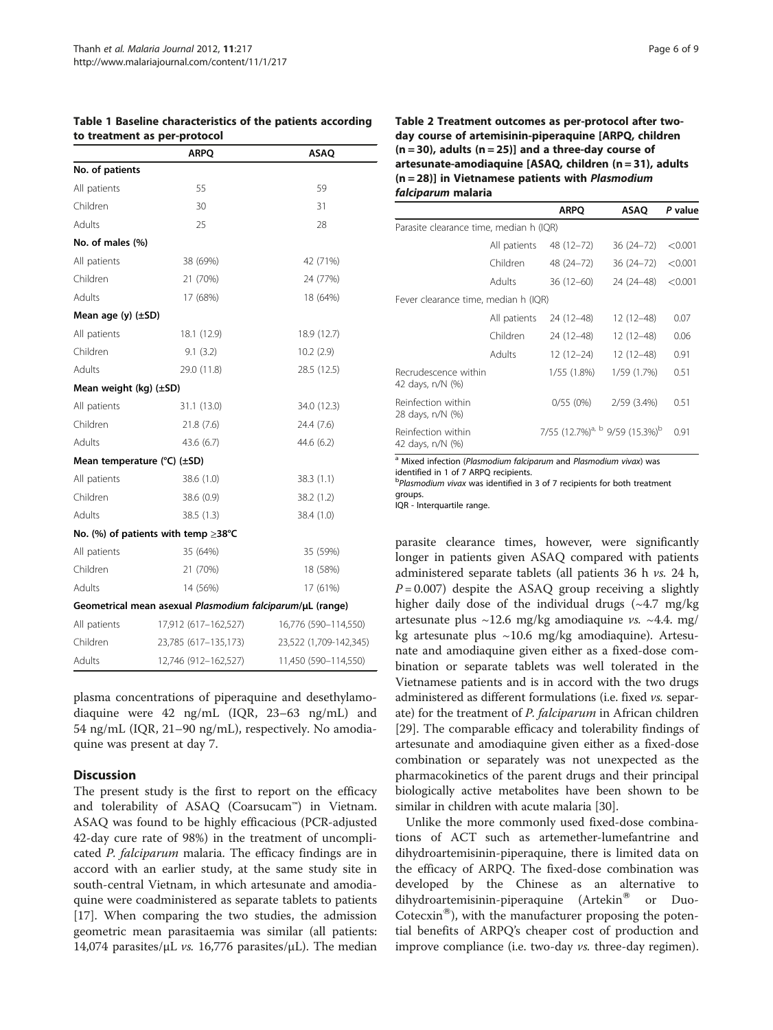**Table 1 Baseline characteristics of the patients according to treatment as per-protocol**

| | ARPQ | ASAQ |
|---|---|---|
| **No. of patients** | | |
| All patients | 55 | 59 |
| Children | 30 | 31 |
| Adults | 25 | 28 |
| **No. of males (%)** | | |
| All patients | 38 (69%) | 42 (71%) |
| Children | 21 (70%) | 24 (77%) |
| Adults | 17 (68%) | 18 (64%) |
| **Mean age (y) (±SD)** | | |
| All patients | 18.1 (12.9) | 18.9 (12.7) |
| Children | 9.1 (3.2) | 10.2 (2.9) |
| Adults | 29.0 (11.8) | 28.5 (12.5) |
| **Mean weight (kg) (±SD)** | | |
| All patients | 31.1 (13.0) | 34.0 (12.3) |
| Children | 21.8 (7.6) | 24.4 (7.6) |
| Adults | 43.6 (6.7) | 44.6 (6.2) |
| **Mean temperature (°C) (±SD)** | | |
| All patients | 38.6 (1.0) | 38.3 (1.1) |
| Children | 38.6 (0.9) | 38.2 (1.2) |
| Adults | 38.5 (1.3) | 38.4 (1.0) |
| **No. (%) of patients with temp ≥38°C** | | |
| All patients | 35 (64%) | 35 (59%) |
| Children | 21 (70%) | 18 (58%) |
| Adults | 14 (56%) | 17 (61%) |
| **Geometrical mean asexual *Plasmodium falciparum*/μL (range)** | | |
| All patients | 17,912 (617–162,527) | 16,776 (590–114,550) |
| Children | 23,785 (617–135,173) | 23,522 (1,709-142,345) |
| Adults | 12,746 (912–162,527) | 11,450 (590–114,550) |

**Table 2 Treatment outcomes as per-protocol after two-day course of artemisinin-piperaquine [ARPQ, children (n = 30), adults (n = 25)] and a three-day course of artesunate-amodiaquine [ASAQ, children (n = 31), adults (n = 28)] in Vietnamese patients with *Plasmodium falciparum* malaria**

| | | ARPQ | ASAQ | P value |
|---|---|---|---|---|
| Parasite clearance time, median h (IQR) | | | | |
| | All patients | 48 (12–72) | 36 (24–72) | <0.001 |
| | Children | 48 (24–72) | 36 (24–72) | <0.001 |
| | Adults | 36 (12–60) | 24 (24–48) | <0.001 |
| Fever clearance time, median h (IQR) | | | | |
| | All patients | 24 (12–48) | 12 (12–48) | 0.07 |
| | Children | 24 (12–48) | 12 (12–48) | 0.06 |
| | Adults | 12 (12–24) | 12 (12–48) | 0.91 |
| Recrudescence within 42 days, n/N (%) | | 1/55 (1.8%) | 1/59 (1.7%) | 0.51 |
| Reinfection within 28 days, n/N (%) | | 0/55 (0%) | 2/59 (3.4%) | 0.51 |
| Reinfection within 42 days, n/N (%) | | 7/55 (12.7%)[a, b] | 9/59 (15.3%)[b] | 0.91 |

[a] Mixed infection (*Plasmodium falciparum* and *Plasmodium vivax*) was identified in 1 of 7 ARPQ recipients.
[b] *Plasmodium vivax* was identified in 3 of 7 recipients for both treatment groups.
IQR - Interquartile range.

plasma concentrations of piperaquine and desethylamodiaquine were 42 ng/mL (IQR, 23–63 ng/mL) and 54 ng/mL (IQR, 21–90 ng/mL), respectively. No amodiaquine was present at day 7.

## Discussion

The present study is the first to report on the efficacy and tolerability of ASAQ (Coarsucam™) in Vietnam. ASAQ was found to be highly efficacious (PCR-adjusted 42-day cure rate of 98%) in the treatment of uncomplicated *P. falciparum* malaria. The efficacy findings are in accord with an earlier study, at the same study site in south-central Vietnam, in which artesunate and amodiaquine were coadministered as separate tablets to patients [17]. When comparing the two studies, the admission geometric mean parasitaemia was similar (all patients: 14,074 parasites/μL *vs.* 16,776 parasites/μL). The median parasite clearance times, however, were significantly longer in patients given ASAQ compared with patients administered separate tablets (all patients 36 h *vs.* 24 h, $P = 0.007$) despite the ASAQ group receiving a slightly higher daily dose of the individual drugs (~4.7 mg/kg artesunate plus ~12.6 mg/kg amodiaquine *vs.* ~4.4. mg/kg artesunate plus ~10.6 mg/kg amodiaquine). Artesunate and amodiaquine given either as a fixed-dose combination or separate tablets was well tolerated in the Vietnamese patients and is in accord with the two drugs administered as different formulations (i.e. fixed *vs.* separate) for the treatment of *P. falciparum* in African children [29]. The comparable efficacy and tolerability findings of artesunate and amodiaquine given either as a fixed-dose combination or separately was not unexpected as the pharmacokinetics of the parent drugs and their principal biologically active metabolites have been shown to be similar in children with acute malaria [30].

Unlike the more commonly used fixed-dose combinations of ACT such as artemether-lumefantrine and dihydroartemisinin-piperaquine, there is limited data on the efficacy of ARPQ. The fixed-dose combination was developed by the Chinese as an alternative to dihydroartemisinin-piperaquine (Artekin® or Duo-Cotecxin®), with the manufacturer proposing the potential benefits of ARPQ's cheaper cost of production and improve compliance (i.e. two-day *vs.* three-day regimen).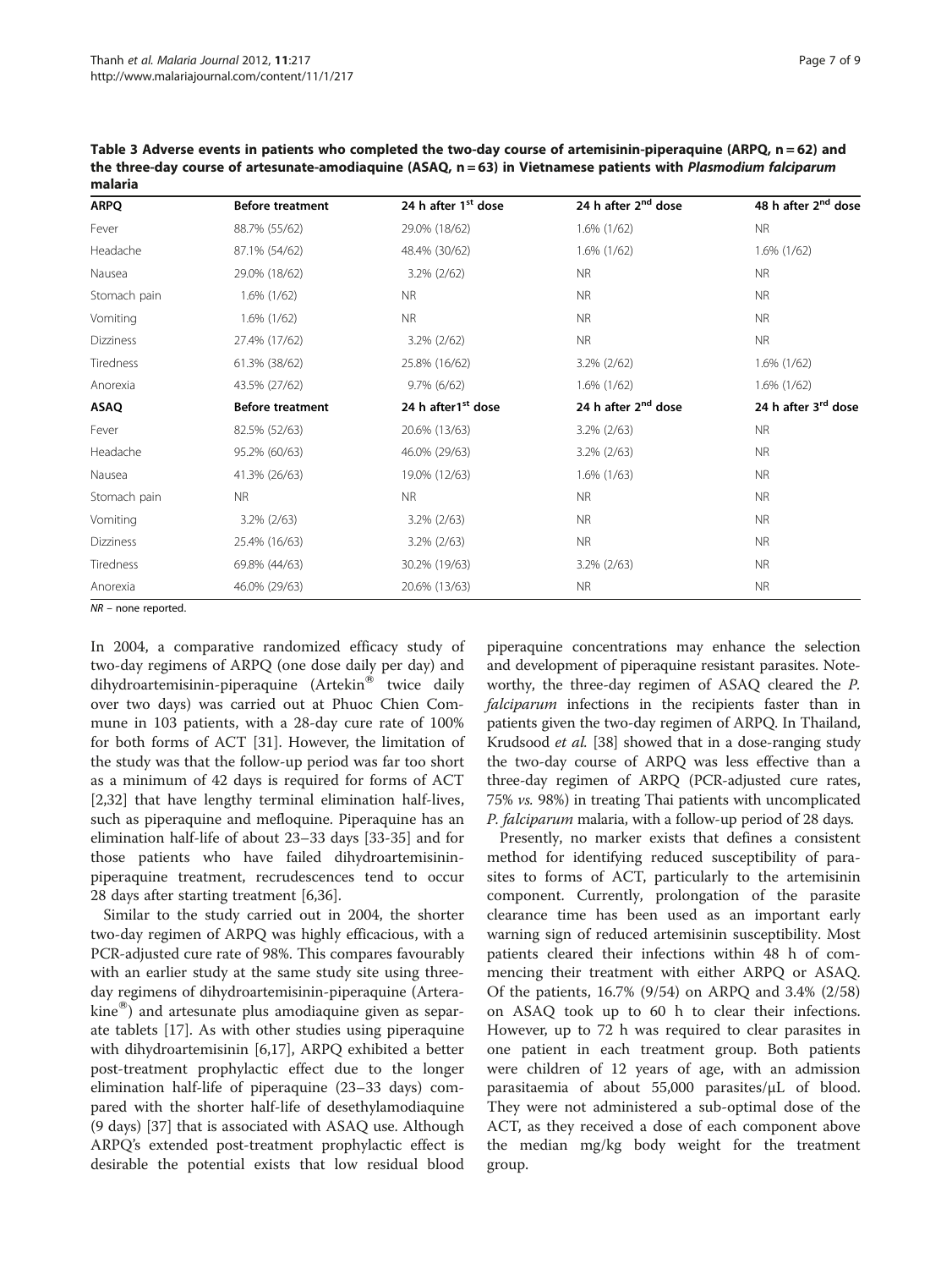**Table 3 Adverse events in patients who completed the two-day course of artemisinin-piperaquine (ARPQ, n = 62) and the three-day course of artesunate-amodiaquine (ASAQ, n = 63) in Vietnamese patients with *Plasmodium falciparum* malaria**

| ARPQ | Before treatment | 24 h after 1st dose | 24 h after 2nd dose | 48 h after 2nd dose |
|---|---|---|---|---|
| Fever | 88.7% (55/62) | 29.0% (18/62) | 1.6% (1/62) | NR |
| Headache | 87.1% (54/62) | 48.4% (30/62) | 1.6% (1/62) | 1.6% (1/62) |
| Nausea | 29.0% (18/62) | 3.2% (2/62) | NR | NR |
| Stomach pain | 1.6% (1/62) | NR | NR | NR |
| Vomiting | 1.6% (1/62) | NR | NR | NR |
| Dizziness | 27.4% (17/62) | 3.2% (2/62) | NR | NR |
| Tiredness | 61.3% (38/62) | 25.8% (16/62) | 3.2% (2/62) | 1.6% (1/62) |
| Anorexia | 43.5% (27/62) | 9.7% (6/62) | 1.6% (1/62) | 1.6% (1/62) |
| **ASAQ** | **Before treatment** | **24 h after1st dose** | **24 h after 2nd dose** | **24 h after 3rd dose** |
| Fever | 82.5% (52/63) | 20.6% (13/63) | 3.2% (2/63) | NR |
| Headache | 95.2% (60/63) | 46.0% (29/63) | 3.2% (2/63) | NR |
| Nausea | 41.3% (26/63) | 19.0% (12/63) | 1.6% (1/63) | NR |
| Stomach pain | NR | NR | NR | NR |
| Vomiting | 3.2% (2/63) | 3.2% (2/63) | NR | NR |
| Dizziness | 25.4% (16/63) | 3.2% (2/63) | NR | NR |
| Tiredness | 69.8% (44/63) | 30.2% (19/63) | 3.2% (2/63) | NR |
| Anorexia | 46.0% (29/63) | 20.6% (13/63) | NR | NR |

*NR* – none reported.

In 2004, a comparative randomized efficacy study of two-day regimens of ARPQ (one dose daily per day) and dihydroartemisinin-piperaquine (Artekin® twice daily over two days) was carried out at Phuoc Chien Commune in 103 patients, with a 28-day cure rate of 100% for both forms of ACT [31]. However, the limitation of the study was that the follow-up period was far too short as a minimum of 42 days is required for forms of ACT [2,32] that have lengthy terminal elimination half-lives, such as piperaquine and mefloquine. Piperaquine has an elimination half-life of about 23–33 days [33-35] and for those patients who have failed dihydroartemisinin-piperaquine treatment, recrudescences tend to occur 28 days after starting treatment [6,36].

Similar to the study carried out in 2004, the shorter two-day regimen of ARPQ was highly efficacious, with a PCR-adjusted cure rate of 98%. This compares favourably with an earlier study at the same study site using three-day regimens of dihydroartemisinin-piperaquine (Arterakine®) and artesunate plus amodiaquine given as separate tablets [17]. As with other studies using piperaquine with dihydroartemisinin [6,17], ARPQ exhibited a better post-treatment prophylactic effect due to the longer elimination half-life of piperaquine (23–33 days) compared with the shorter half-life of desethylamodiaquine (9 days) [37] that is associated with ASAQ use. Although ARPQ's extended post-treatment prophylactic effect is desirable the potential exists that low residual blood piperaquine concentrations may enhance the selection and development of piperaquine resistant parasites. Noteworthy, the three-day regimen of ASAQ cleared the *P. falciparum* infections in the recipients faster than in patients given the two-day regimen of ARPQ. In Thailand, Krudsood *et al.* [38] showed that in a dose-ranging study the two-day course of ARPQ was less effective than a three-day regimen of ARPQ (PCR-adjusted cure rates, 75% *vs.* 98%) in treating Thai patients with uncomplicated *P. falciparum* malaria, with a follow-up period of 28 days.

Presently, no marker exists that defines a consistent method for identifying reduced susceptibility of parasites to forms of ACT, particularly to the artemisinin component. Currently, prolongation of the parasite clearance time has been used as an important early warning sign of reduced artemisinin susceptibility. Most patients cleared their infections within 48 h of commencing their treatment with either ARPQ or ASAQ. Of the patients, 16.7% (9/54) on ARPQ and 3.4% (2/58) on ASAQ took up to 60 h to clear their infections. However, up to 72 h was required to clear parasites in one patient in each treatment group. Both patients were children of 12 years of age, with an admission parasitaemia of about 55,000 parasites/μL of blood. They were not administered a sub-optimal dose of the ACT, as they received a dose of each component above the median mg/kg body weight for the treatment group.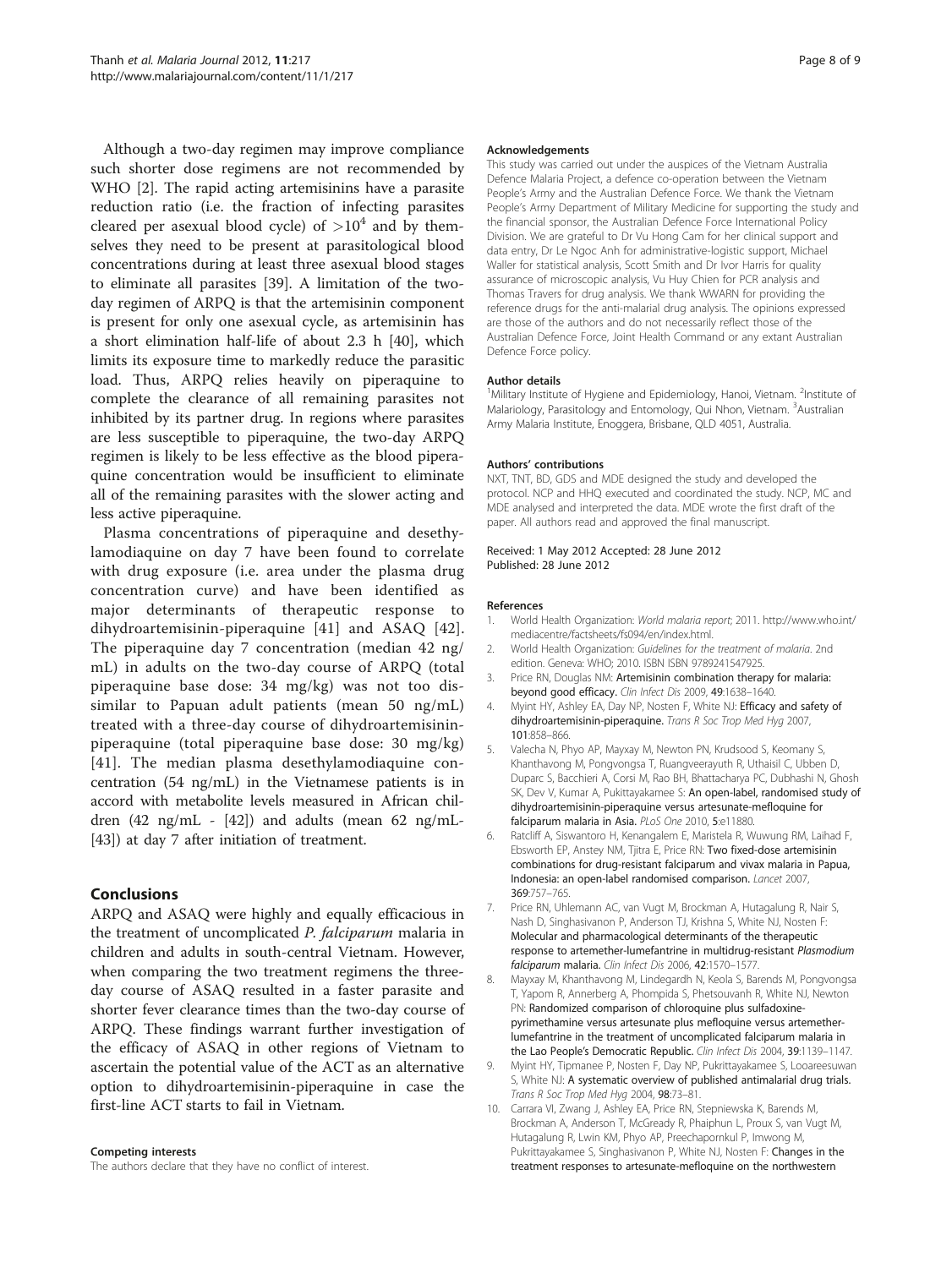Although a two-day regimen may improve compliance such shorter dose regimens are not recommended by WHO [2]. The rapid acting artemisinins have a parasite reduction ratio (i.e. the fraction of infecting parasites cleared per asexual blood cycle) of $>10^4$ and by themselves they need to be present at parasitological blood concentrations during at least three asexual blood stages to eliminate all parasites [39]. A limitation of the two-day regimen of ARPQ is that the artemisinin component is present for only one asexual cycle, as artemisinin has a short elimination half-life of about 2.3 h [40], which limits its exposure time to markedly reduce the parasitic load. Thus, ARPQ relies heavily on piperaquine to complete the clearance of all remaining parasites not inhibited by its partner drug. In regions where parasites are less susceptible to piperaquine, the two-day ARPQ regimen is likely to be less effective as the blood piperaquine concentration would be insufficient to eliminate all of the remaining parasites with the slower acting and less active piperaquine.

Plasma concentrations of piperaquine and desethylamodiaquine on day 7 have been found to correlate with drug exposure (i.e. area under the plasma drug concentration curve) and have been identified as major determinants of therapeutic response to dihydroartemisinin-piperaquine [41] and ASAQ [42]. The piperaquine day 7 concentration (median 42 ng/mL) in adults on the two-day course of ARPQ (total piperaquine base dose: 34 mg/kg) was not too dissimilar to Papuan adult patients (mean 50 ng/mL) treated with a three-day course of dihydroartemisinin-piperaquine (total piperaquine base dose: 30 mg/kg) [41]. The median plasma desethylamodiaquine concentration (54 ng/mL) in the Vietnamese patients is in accord with metabolite levels measured in African children (42 ng/mL - [42]) and adults (mean 62 ng/mL- [43]) at day 7 after initiation of treatment.

## Conclusions

ARPQ and ASAQ were highly and equally efficacious in the treatment of uncomplicated *P. falciparum* malaria in children and adults in south-central Vietnam. However, when comparing the two treatment regimens the three-day course of ASAQ resulted in a faster parasite and shorter fever clearance times than the two-day course of ARPQ. These findings warrant further investigation of the efficacy of ASAQ in other regions of Vietnam to ascertain the potential value of the ACT as an alternative option to dihydroartemisinin-piperaquine in case the first-line ACT starts to fail in Vietnam.

#### Competing interests

The authors declare that they have no conflict of interest.

#### Acknowledgements

This study was carried out under the auspices of the Vietnam Australia Defence Malaria Project, a defence co-operation between the Vietnam People's Army and the Australian Defence Force. We thank the Vietnam People's Army Department of Military Medicine for supporting the study and the financial sponsor, the Australian Defence Force International Policy Division. We are grateful to Dr Vu Hong Cam for her clinical support and data entry, Dr Le Ngoc Anh for administrative-logistic support, Michael Waller for statistical analysis, Scott Smith and Dr Ivor Harris for quality assurance of microscopic analysis, Vu Huy Chien for PCR analysis and Thomas Travers for drug analysis. We thank WWARN for providing the reference drugs for the anti-malarial drug analysis. The opinions expressed are those of the authors and do not necessarily reflect those of the Australian Defence Force, Joint Health Command or any extant Australian Defence Force policy.

#### Author details

[1]Military Institute of Hygiene and Epidemiology, Hanoi, Vietnam. [2]Institute of Malariology, Parasitology and Entomology, Qui Nhon, Vietnam. [3]Australian Army Malaria Institute, Enoggera, Brisbane, QLD 4051, Australia.

#### Authors' contributions

NXT, TNT, BD, GDS and MDE designed the study and developed the protocol. NCP and HHQ executed and coordinated the study. NCP, MC and MDE analysed and interpreted the data. MDE wrote the first draft of the paper. All authors read and approved the final manuscript.

Received: 1 May 2012 Accepted: 28 June 2012
Published: 28 June 2012

#### References

1. World Health Organization: *World malaria report*; 2011. http://www.who.int/mediacentre/factsheets/fs094/en/index.html.
2. World Health Organization: *Guidelines for the treatment of malaria*. 2nd edition. Geneva: WHO; 2010. ISBN ISBN 9789241547925.
3. Price RN, Douglas NM: **Artemisinin combination therapy for malaria: beyond good efficacy.** *Clin Infect Dis* 2009, **49**:1638–1640.
4. Myint HY, Ashley EA, Day NP, Nosten F, White NJ: **Efficacy and safety of dihydroartemisinin-piperaquine.** *Trans R Soc Trop Med Hyg* 2007, **101**:858–866.
5. Valecha N, Phyo AP, Mayxay M, Newton PN, Krudsood S, Keomany S, Khanthavong M, Pongvongsa T, Ruangveerayuth R, Uthaisil C, Ubben D, Duparc S, Bacchieri A, Corsi M, Rao BH, Bhattacharya PC, Dubhashi N, Ghosh SK, Dev V, Kumar A, Pukittayakamee S: **An open-label, randomised study of dihydroartemisinin-piperaquine versus artesunate-mefloquine for falciparum malaria in Asia.** *PLoS One* 2010, **5**:e11880.
6. Ratcliff A, Siswantoro H, Kenangalem E, Maristela R, Wuwung RM, Laihad F, Ebsworth EP, Anstey NM, Tjitra E, Price RN: **Two fixed-dose artemisinin combinations for drug-resistant falciparum and vivax malaria in Papua, Indonesia: an open-label randomised comparison.** *Lancet* 2007, **369**:757–765.
7. Price RN, Uhlemann AC, van Vugt M, Brockman A, Hutagalung R, Nair S, Nash D, Singhasivanon P, Anderson TJ, Krishna S, White NJ, Nosten F: **Molecular and pharmacological determinants of the therapeutic response to artemether-lumefantrine in multidrug-resistant *Plasmodium falciparum* malaria.** *Clin Infect Dis* 2006, **42**:1570–1577.
8. Mayxay M, Khanthavong M, Lindegardh N, Keola S, Barends M, Pongvongsa T, Yapom R, Annerberg A, Phompida S, Phetsouvanh R, White NJ, Newton PN: **Randomized comparison of chloroquine plus sulfadoxine-pyrimethamine versus artesunate plus mefloquine versus artemether-lumefantrine in the treatment of uncomplicated falciparum malaria in the Lao People's Democratic Republic.** *Clin Infect Dis* 2004, **39**:1139–1147.
9. Myint HY, Tipmanee P, Nosten F, Day NP, Pukrittayakamee S, Looareesuwan S, White NJ: **A systematic overview of published antimalarial drug trials.** *Trans R Soc Trop Med Hyg* 2004, **98**:73–81.
10. Carrara VI, Zwang J, Ashley EA, Price RN, Stepniewska K, Barends M, Brockman A, Anderson T, McGready R, Phaiphun L, Proux S, van Vugt M, Hutagalung R, Lwin KM, Phyo AP, Preechapornkul P, Imwong M, Pukrittayakamee S, Singhasivanon P, White NJ, Nosten F: **Changes in the treatment responses to artesunate-mefloquine on the northwestern**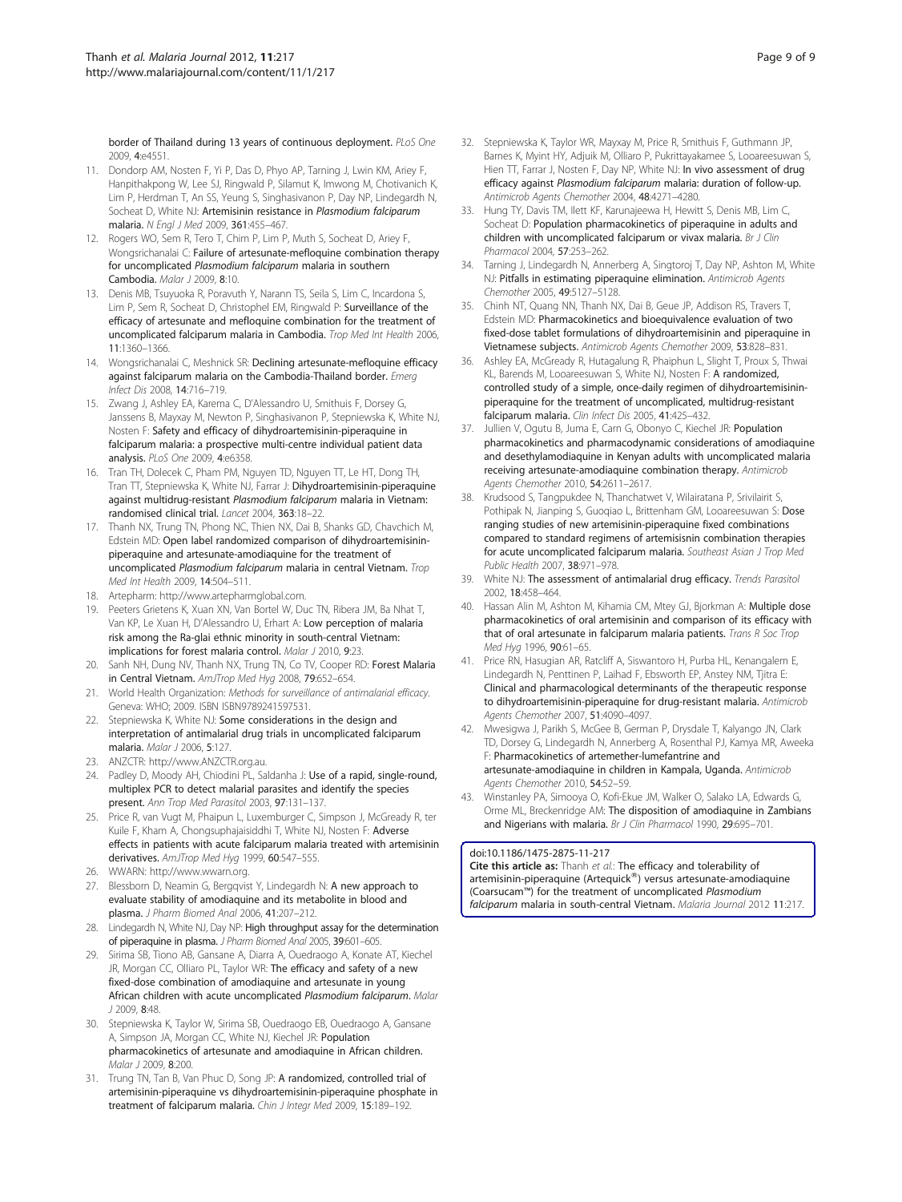border of Thailand during 13 years of continuous deployment. *PLoS One* 2009, **4**:e4551.

11. Dondorp AM, Nosten F, Yi P, Das D, Phyo AP, Tarning J, Lwin KM, Ariey F, Hanpithakpong W, Lee SJ, Ringwald P, Silamut K, Imwong M, Chotivanich K, Lim P, Herdman T, An SS, Yeung S, Singhasivanon P, Day NP, Lindegardh N, Socheat D, White NJ: **Artemisinin resistance in *Plasmodium falciparum* malaria.** *N Engl J Med* 2009, **361**:455–467.
12. Rogers WO, Sem R, Tero T, Chim P, Lim P, Muth S, Socheat D, Ariey F, Wongsrichanalai C: **Failure of artesunate-mefloquine combination therapy for uncomplicated *Plasmodium falciparum* malaria in southern Cambodia.** *Malar J* 2009, **8**:10.
13. Denis MB, Tsuyuoka R, Poravuth Y, Narann TS, Seila S, Lim C, Incardona S, Lim P, Sem R, Socheat D, Christophel EM, Ringwald P: **Surveillance of the efficacy of artesunate and mefloquine combination for the treatment of uncomplicated falciparum malaria in Cambodia.** *Trop Med Int Health* 2006, **11**:1360–1366.
14. Wongsrichanalai C, Meshnick SR: **Declining artesunate-mefloquine efficacy against falciparum malaria on the Cambodia-Thailand border.** *Emerg Infect Dis* 2008, **14**:716–719.
15. Zwang J, Ashley EA, Karema C, D'Alessandro U, Smithuis F, Dorsey G, Janssens B, Mayxay M, Newton P, Singhasivanon P, Stepniewska K, White NJ, Nosten F: **Safety and efficacy of dihydroartemisinin-piperaquine in falciparum malaria: a prospective multi-centre individual patient data analysis.** *PLoS One* 2009, **4**:e6358.
16. Tran TH, Dolecek C, Pham PM, Nguyen TD, Nguyen TT, Le HT, Dong TH, Tran TT, Stepniewska K, White NJ, Farrar J: **Dihydroartemisinin-piperaquine against multidrug-resistant *Plasmodium falciparum* malaria in Vietnam: randomised clinical trial.** *Lancet* 2004, **363**:18–22.
17. Thanh NX, Trung TN, Phong NC, Thien NX, Dai B, Shanks GD, Chavchich M, Edstein MD: **Open label randomized comparison of dihydroartemisinin-piperaquine and artesunate-amodiaquine for the treatment of uncomplicated *Plasmodium falciparum* malaria in central Vietnam.** *Trop Med Int Health* 2009, **14**:504–511.
18. Artepharm: http://www.artepharmglobal.com.
19. Peeters Grietens K, Xuan XN, Van Bortel W, Duc TN, Ribera JM, Ba Nhat T, Van KP, Le Xuan H, D'Alessandro U, Erhart A: **Low perception of malaria risk among the Ra-glai ethnic minority in south-central Vietnam: implications for forest malaria control.** *Malar J* 2010, **9**:23.
20. Sanh NH, Dung NV, Thanh NX, Trung TN, Co TV, Cooper RD: **Forest Malaria in Central Vietnam.** *AmJTrop Med Hyg* 2008, **79**:652–654.
21. World Health Organization: *Methods for surveillance of antimalarial efficacy.* Geneva: WHO; 2009. ISBN ISBN9789241597531.
22. Stepniewska K, White NJ: **Some considerations in the design and interpretation of antimalarial drug trials in uncomplicated falciparum malaria.** *Malar J* 2006, **5**:127.
23. ANZCTR: http://www.ANZCTR.org.au.
24. Padley D, Moody AH, Chiodini PL, Saldanha J: **Use of a rapid, single-round, multiplex PCR to detect malarial parasites and identify the species present.** *Ann Trop Med Parasitol* 2003, **97**:131–137.
25. Price R, van Vugt M, Phaipun L, Luxemburger C, Simpson J, McGready R, ter Kuile F, Kham A, Chongsuphajaisiddhi T, White NJ, Nosten F: **Adverse effects in patients with acute falciparum malaria treated with artemisinin derivatives.** *AmJTrop Med Hyg* 1999, **60**:547–555.
26. WWARN: http://www.wwarn.org.
27. Blessborn D, Neamin G, Bergqvist Y, Lindegardh N: **A new approach to evaluate stability of amodiaquine and its metabolite in blood and plasma.** *J Pharm Biomed Anal* 2006, **41**:207–212.
28. Lindegardh N, White NJ, Day NP: **High throughput assay for the determination of piperaquine in plasma.** *J Pharm Biomed Anal* 2005, **39**:601–605.
29. Sirima SB, Tiono AB, Gansane A, Diarra A, Ouedraogo A, Konate AT, Kiechel JR, Morgan CC, Olliaro PL, Taylor WR: **The efficacy and safety of a new fixed-dose combination of amodiaquine and artesunate in young African children with acute uncomplicated *Plasmodium falciparum*.** *Malar J* 2009, **8**:48.
30. Stepniewska K, Taylor W, Sirima SB, Ouedraogo EB, Ouedraogo A, Gansane A, Simpson JA, Morgan CC, White NJ, Kiechel JR: **Population pharmacokinetics of artesunate and amodiaquine in African children.** *Malar J* 2009, **8**:200.
31. Trung TN, Tan B, Van Phuc D, Song JP: **A randomized, controlled trial of artemisinin-piperaquine vs dihydroartemisinin-piperaquine phosphate in treatment of falciparum malaria.** *Chin J Integr Med* 2009, **15**:189–192.
32. Stepniewska K, Taylor WR, Mayxay M, Price R, Smithuis F, Guthmann JP, Barnes K, Myint HY, Adjuik M, Olliaro P, Pukrittayakamee S, Looareesuwan S, Hien TT, Farrar J, Nosten F, Day NP, White NJ: **In vivo assessment of drug efficacy against *Plasmodium falciparum* malaria: duration of follow-up.** *Antimicrob Agents Chemother* 2004, **48**:4271–4280.
33. Hung TY, Davis TM, Ilett KF, Karunajeewa H, Hewitt S, Denis MB, Lim C, Socheat D: **Population pharmacokinetics of piperaquine in adults and children with uncomplicated falciparum or vivax malaria.** *Br J Clin Pharmacol* 2004, **57**:253–262.
34. Tarning J, Lindegardh N, Annerberg A, Singtoroj T, Day NP, Ashton M, White NJ: **Pitfalls in estimating piperaquine elimination.** *Antimicrob Agents Chemother* 2005, **49**:5127–5128.
35. Chinh NT, Quang NN, Thanh NX, Dai B, Geue JP, Addison RS, Travers T, Edstein MD: **Pharmacokinetics and bioequivalence evaluation of two fixed-dose tablet formulations of dihydroartemisinin and piperaquine in Vietnamese subjects.** *Antimicrob Agents Chemother* 2009, **53**:828–831.
36. Ashley EA, McGready R, Hutagalung R, Phaiphun L, Slight T, Proux S, Thwai KL, Barends M, Looareesuwan S, White NJ, Nosten F: **A randomized, controlled study of a simple, once-daily regimen of dihydroartemisinin-piperaquine for the treatment of uncomplicated, multidrug-resistant falciparum malaria.** *Clin Infect Dis* 2005, **41**:425–432.
37. Jullien V, Ogutu B, Juma E, Carn G, Obonyo C, Kiechel JR: **Population pharmacokinetics and pharmacodynamic considerations of amodiaquine and desethylamodiaquine in Kenyan adults with uncomplicated malaria receiving artesunate-amodiaquine combination therapy.** *Antimicrob Agents Chemother* 2010, **54**:2611–2617.
38. Krudsood S, Tangpukdee N, Thanchatwet V, Wilairatana P, Srivilairit S, Pothipak N, Jianping S, Guoqiao L, Brittenham GM, Looareesuwan S: **Dose ranging studies of new artemisinin-piperaquine fixed combinations compared to standard regimens of artemisisnin combination therapies for acute uncomplicated falciparum malaria.** *Southeast Asian J Trop Med Public Health* 2007, **38**:971–978.
39. White NJ: **The assessment of antimalarial drug efficacy.** *Trends Parasitol* 2002, **18**:458–464.
40. Hassan Alin M, Ashton M, Kihamia CM, Mtey GJ, Bjorkman A: **Multiple dose pharmacokinetics of oral artemisinin and comparison of its efficacy with that of oral artesunate in falciparum malaria patients.** *Trans R Soc Trop Med Hyg* 1996, **90**:61–65.
41. Price RN, Hasugian AR, Ratcliff A, Siswantoro H, Purba HL, Kenangalem E, Lindegardh N, Penttinen P, Laihad F, Ebsworth EP, Anstey NM, Tjitra E: **Clinical and pharmacological determinants of the therapeutic response to dihydroartemisinin-piperaquine for drug-resistant malaria.** *Antimicrob Agents Chemother* 2007, **51**:4090–4097.
42. Mwesigwa J, Parikh S, McGee B, German P, Drysdale T, Kalyango JN, Clark TD, Dorsey G, Lindegardh N, Annerberg A, Rosenthal PJ, Kamya MR, Aweeka F: **Pharmacokinetics of artemether-lumefantrine and artesunate-amodiaquine in children in Kampala, Uganda.** *Antimicrob Agents Chemother* 2010, **54**:52–59.
43. Winstanley PA, Simooya O, Kofi-Ekue JM, Walker O, Salako LA, Edwards G, Orme ML, Breckenridge AM: **The disposition of amodiaquine in Zambians and Nigerians with malaria.** *Br J Clin Pharmacol* 1990, **29**:695–701.

doi:10.1186/1475-2875-11-217

**Cite this article as:** Thanh *et al.*: The efficacy and tolerability of artemisinin-piperaquine (Artequick®) versus artesunate-amodiaquine (Coarsucam™) for the treatment of uncomplicated *Plasmodium falciparum* malaria in south-central Vietnam. *Malaria Journal* 2012 **11**:217.